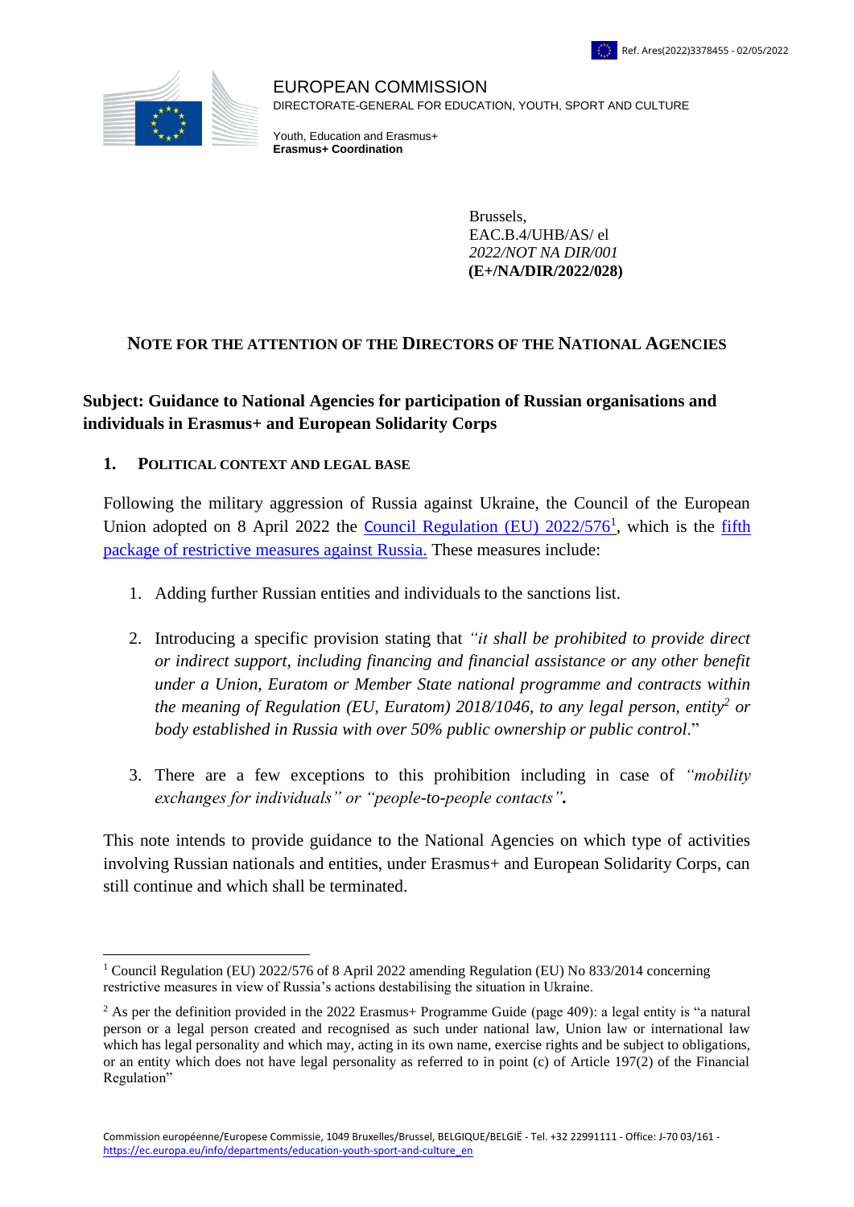Ref. Ares(2022)3378455 - 02/05/2022

EUROPEAN COMMISSION
DIRECTORATE-GENERAL FOR EDUCATION, YOUTH, SPORT AND CULTURE

Youth, Education and Erasmus+
**Erasmus+ Coordination**

Brussels,
EAC.B.4/UHB/AS/ el
*2022/NOT NA DIR/001*
**(E+/NA/DIR/2022/028)**

## NOTE FOR THE ATTENTION OF THE DIRECTORS OF THE NATIONAL AGENCIES

**Subject: Guidance to National Agencies for participation of Russian organisations and individuals in Erasmus+ and European Solidarity Corps**

### 1. POLITICAL CONTEXT AND LEGAL BASE

Following the military aggression of Russia against Ukraine, the Council of the European Union adopted on 8 April 2022 the [Council Regulation (EU) 2022/576][1], which is the [fifth package of restrictive measures against Russia.] These measures include:

1. Adding further Russian entities and individuals to the sanctions list.

2. Introducing a specific provision stating that *"it shall be prohibited to provide direct or indirect support, including financing and financial assistance or any other benefit under a Union, Euratom or Member State national programme and contracts within the meaning of Regulation (EU, Euratom) 2018/1046, to any legal person, entity[2] or body established in Russia with over 50% public ownership or public control*."

3. There are a few exceptions to this prohibition including in case of *"mobility exchanges for individuals" or "people-to-people contacts"***.**

This note intends to provide guidance to the National Agencies on which type of activities involving Russian nationals and entities, under Erasmus+ and European Solidarity Corps, can still continue and which shall be terminated.

---

[1] Council Regulation (EU) 2022/576 of 8 April 2022 amending Regulation (EU) No 833/2014 concerning restrictive measures in view of Russia's actions destabilising the situation in Ukraine.

[2] As per the definition provided in the 2022 Erasmus+ Programme Guide (page 409): a legal entity is "a natural person or a legal person created and recognised as such under national law, Union law or international law which has legal personality and which may, acting in its own name, exercise rights and be subject to obligations, or an entity which does not have legal personality as referred to in point (c) of Article 197(2) of the Financial Regulation"

Commission européenne/Europese Commissie, 1049 Bruxelles/Brussel, BELGIQUE/BELGIË - Tel. +32 22991111 - Office: J-70 03/161 - https://ec.europa.eu/info/departments/education-youth-sport-and-culture_en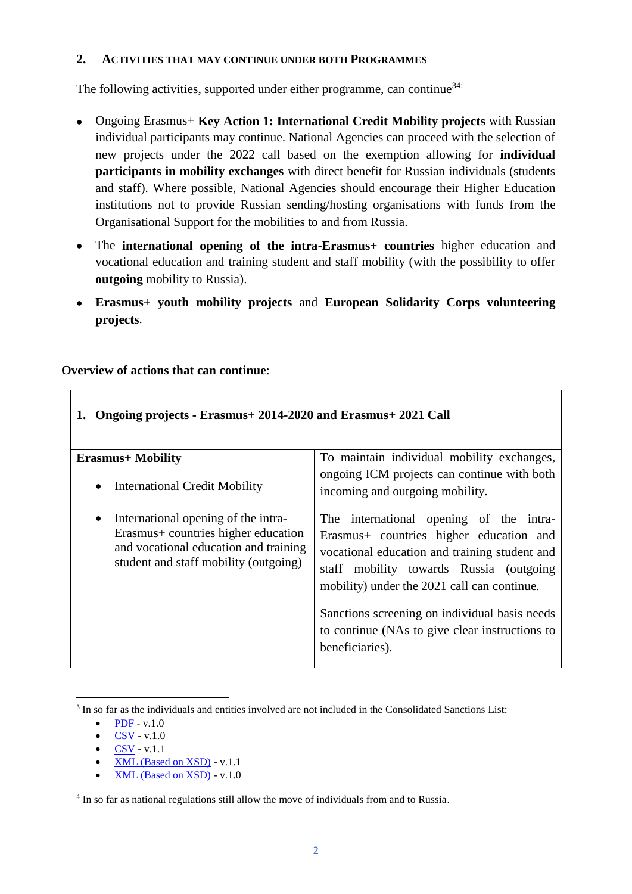## 2. ACTIVITIES THAT MAY CONTINUE UNDER BOTH PROGRAMMES

The following activities, supported under either programme, can continue[3][4]:

- Ongoing Erasmus+ **Key Action 1: International Credit Mobility projects** with Russian individual participants may continue. National Agencies can proceed with the selection of new projects under the 2022 call based on the exemption allowing for **individual participants in mobility exchanges** with direct benefit for Russian individuals (students and staff). Where possible, National Agencies should encourage their Higher Education institutions not to provide Russian sending/hosting organisations with funds from the Organisational Support for the mobilities to and from Russia.
- The **international opening of the intra-Erasmus+ countries** higher education and vocational education and training student and staff mobility (with the possibility to offer **outgoing** mobility to Russia).
- **Erasmus+ youth mobility projects** and **European Solidarity Corps volunteering projects**.

**Overview of actions that can continue**:

| **1. Ongoing projects - Erasmus+ 2014-2020 and Erasmus+ 2021 Call** | |
|---|---|
| **Erasmus+ Mobility**<br>• International Credit Mobility<br>• International opening of the intra-Erasmus+ countries higher education and vocational education and training student and staff mobility (outgoing) | To maintain individual mobility exchanges, ongoing ICM projects can continue with both incoming and outgoing mobility.<br><br>The international opening of the intra-Erasmus+ countries higher education and vocational education and training student and staff mobility towards Russia (outgoing mobility) under the 2021 call can continue.<br><br>Sanctions screening on individual basis needs to continue (NAs to give clear instructions to beneficiaries). |

---

[3] In so far as the individuals and entities involved are not included in the Consolidated Sanctions List:

- PDF - v.1.0
- CSV - v.1.0
- CSV - v.1.1
- XML (Based on XSD) - v.1.1
- XML (Based on XSD) - v.1.0

[4] In so far as national regulations still allow the move of individuals from and to Russia.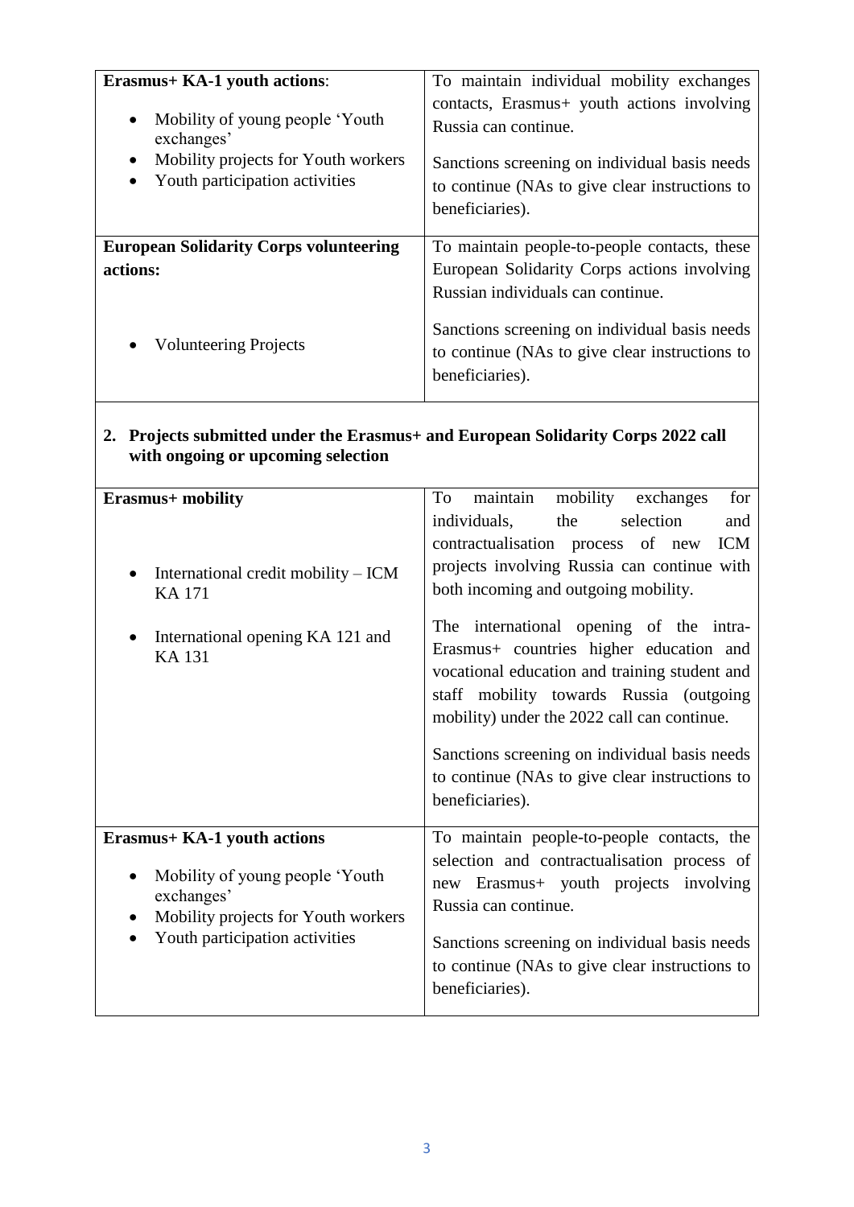| **Erasmus+ KA-1 youth actions**:<br><br>• Mobility of young people 'Youth exchanges'<br>• Mobility projects for Youth workers<br>• Youth participation activities | To maintain individual mobility exchanges contacts, Erasmus+ youth actions involving Russia can continue.<br><br>Sanctions screening on individual basis needs to continue (NAs to give clear instructions to beneficiaries). |
|---|---|
| **European Solidarity Corps volunteering actions:**<br><br>• Volunteering Projects | To maintain people-to-people contacts, these European Solidarity Corps actions involving Russian individuals can continue.<br><br>Sanctions screening on individual basis needs to continue (NAs to give clear instructions to beneficiaries). |

## 2. Projects submitted under the Erasmus+ and European Solidarity Corps 2022 call with ongoing or upcoming selection

| **Erasmus+ mobility**<br><br>• International credit mobility – ICM KA 171<br><br>• International opening KA 121 and KA 131 | To maintain mobility exchanges for individuals, the selection and contractualisation process of new ICM projects involving Russia can continue with both incoming and outgoing mobility.<br><br>The international opening of the intra-Erasmus+ countries higher education and vocational education and training student and staff mobility towards Russia (outgoing mobility) under the 2022 call can continue.<br><br>Sanctions screening on individual basis needs to continue (NAs to give clear instructions to beneficiaries). |
|---|---|
| **Erasmus+ KA-1 youth actions**<br><br>• Mobility of young people 'Youth exchanges'<br>• Mobility projects for Youth workers<br>• Youth participation activities | To maintain people-to-people contacts, the selection and contractualisation process of new Erasmus+ youth projects involving Russia can continue.<br><br>Sanctions screening on individual basis needs to continue (NAs to give clear instructions to beneficiaries). |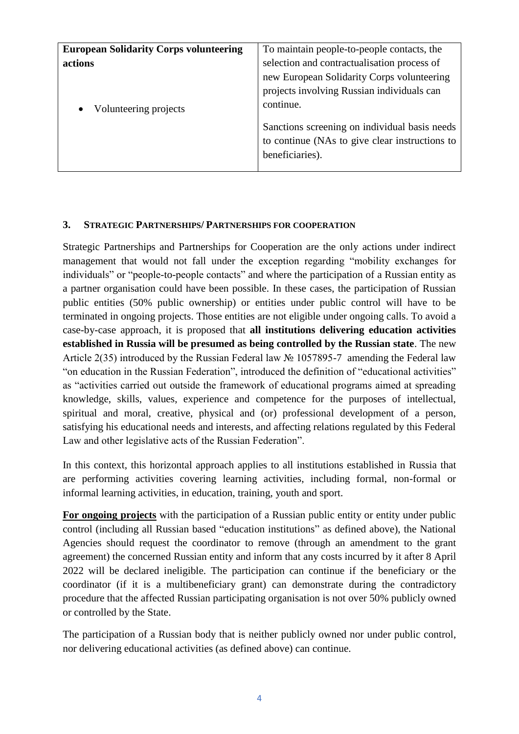| **European Solidarity Corps volunteering actions**<br><br>• Volunteering projects | To maintain people-to-people contacts, the selection and contractualisation process of new European Solidarity Corps volunteering projects involving Russian individuals can continue.<br><br>Sanctions screening on individual basis needs to continue (NAs to give clear instructions to beneficiaries). |
|---|---|

## 3. STRATEGIC PARTNERSHIPS/ PARTNERSHIPS FOR COOPERATION

Strategic Partnerships and Partnerships for Cooperation are the only actions under indirect management that would not fall under the exception regarding "mobility exchanges for individuals" or "people-to-people contacts" and where the participation of a Russian entity as a partner organisation could have been possible. In these cases, the participation of Russian public entities (50% public ownership) or entities under public control will have to be terminated in ongoing projects. Those entities are not eligible under ongoing calls. To avoid a case-by-case approach, it is proposed that **all institutions delivering education activities established in Russia will be presumed as being controlled by the Russian state**. The new Article 2(35) introduced by the Russian Federal law № 1057895-7 amending the Federal law "on education in the Russian Federation", introduced the definition of "educational activities" as "activities carried out outside the framework of educational programs aimed at spreading knowledge, skills, values, experience and competence for the purposes of intellectual, spiritual and moral, creative, physical and (or) professional development of a person, satisfying his educational needs and interests, and affecting relations regulated by this Federal Law and other legislative acts of the Russian Federation".

In this context, this horizontal approach applies to all institutions established in Russia that are performing activities covering learning activities, including formal, non-formal or informal learning activities, in education, training, youth and sport.

**For ongoing projects** with the participation of a Russian public entity or entity under public control (including all Russian based "education institutions" as defined above), the National Agencies should request the coordinator to remove (through an amendment to the grant agreement) the concerned Russian entity and inform that any costs incurred by it after 8 April 2022 will be declared ineligible. The participation can continue if the beneficiary or the coordinator (if it is a multibeneficiary grant) can demonstrate during the contradictory procedure that the affected Russian participating organisation is not over 50% publicly owned or controlled by the State.

The participation of a Russian body that is neither publicly owned nor under public control, nor delivering educational activities (as defined above) can continue.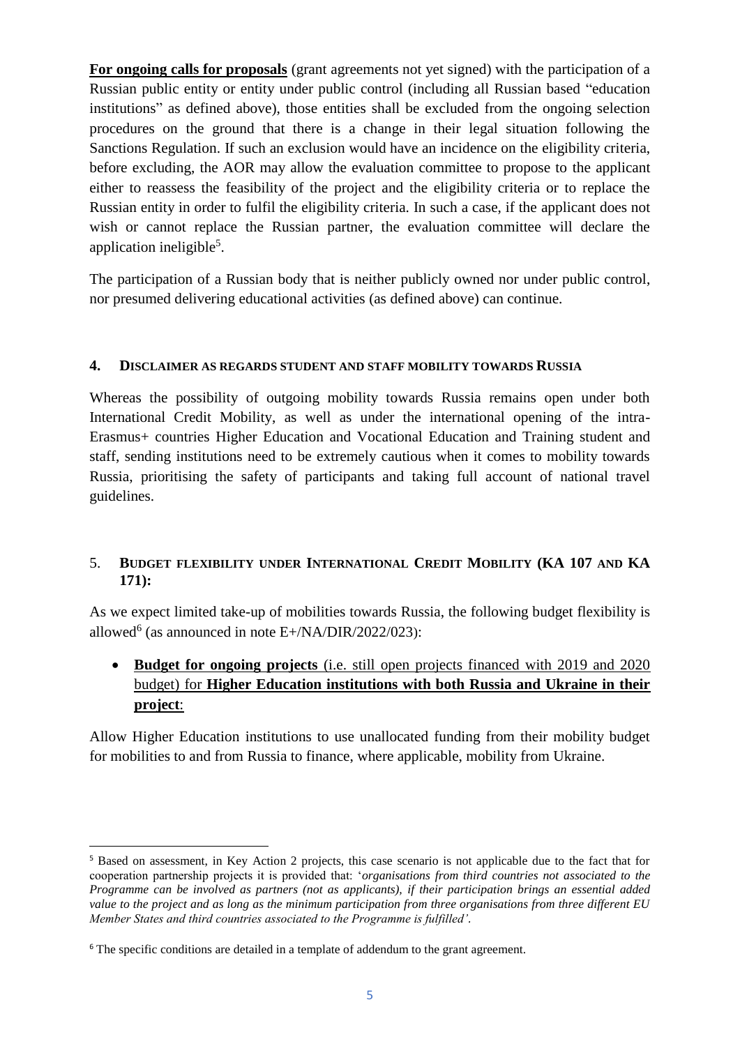**For ongoing calls for proposals** (grant agreements not yet signed) with the participation of a Russian public entity or entity under public control (including all Russian based "education institutions" as defined above), those entities shall be excluded from the ongoing selection procedures on the ground that there is a change in their legal situation following the Sanctions Regulation. If such an exclusion would have an incidence on the eligibility criteria, before excluding, the AOR may allow the evaluation committee to propose to the applicant either to reassess the feasibility of the project and the eligibility criteria or to replace the Russian entity in order to fulfil the eligibility criteria. In such a case, if the applicant does not wish or cannot replace the Russian partner, the evaluation committee will declare the application ineligible[5].

The participation of a Russian body that is neither publicly owned nor under public control, nor presumed delivering educational activities (as defined above) can continue.

## 4. DISCLAIMER AS REGARDS STUDENT AND STAFF MOBILITY TOWARDS RUSSIA

Whereas the possibility of outgoing mobility towards Russia remains open under both International Credit Mobility, as well as under the international opening of the intra-Erasmus+ countries Higher Education and Vocational Education and Training student and staff, sending institutions need to be extremely cautious when it comes to mobility towards Russia, prioritising the safety of participants and taking full account of national travel guidelines.

## 5. BUDGET FLEXIBILITY UNDER INTERNATIONAL CREDIT MOBILITY (KA 107 AND KA 171):

As we expect limited take-up of mobilities towards Russia, the following budget flexibility is allowed[6] (as announced in note E+/NA/DIR/2022/023):

- **Budget for ongoing projects** (i.e. still open projects financed with 2019 and 2020 budget) for **Higher Education institutions with both Russia and Ukraine in their project**:

Allow Higher Education institutions to use unallocated funding from their mobility budget for mobilities to and from Russia to finance, where applicable, mobility from Ukraine.

---

[5] Based on assessment, in Key Action 2 projects, this case scenario is not applicable due to the fact that for cooperation partnership projects it is provided that: '*organisations from third countries not associated to the Programme can be involved as partners (not as applicants), if their participation brings an essential added value to the project and as long as the minimum participation from three organisations from three different EU Member States and third countries associated to the Programme is fulfilled'*.

[6] The specific conditions are detailed in a template of addendum to the grant agreement.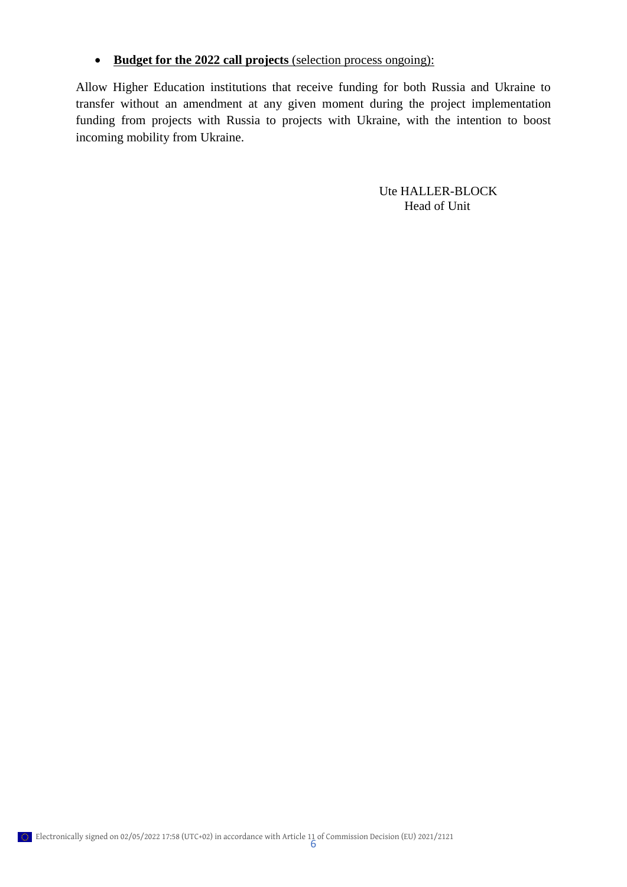- **Budget for the 2022 call projects** (selection process ongoing):

Allow Higher Education institutions that receive funding for both Russia and Ukraine to transfer without an amendment at any given moment during the project implementation funding from projects with Russia to projects with Ukraine, with the intention to boost incoming mobility from Ukraine.

Ute HALLER-BLOCK
Head of Unit

Electronically signed on 02/05/2022 17:58 (UTC+02) in accordance with Article 11 of Commission Decision (EU) 2021/2121